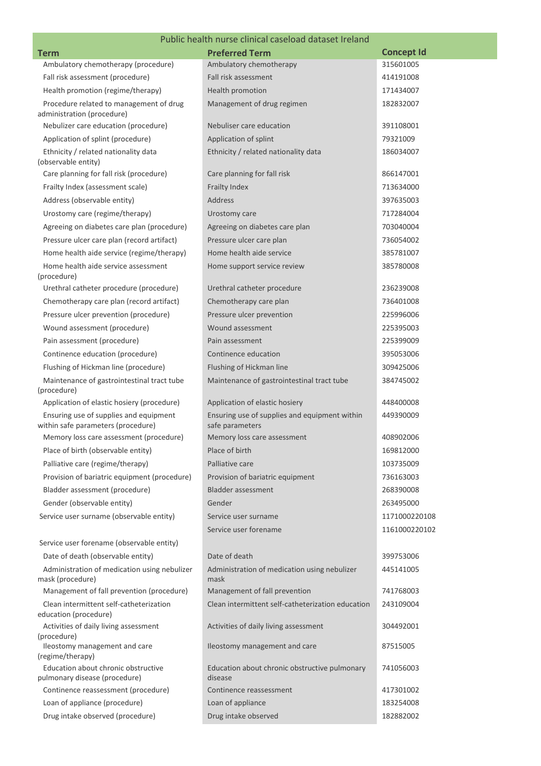| Public health nurse clinical caseload dataset Ireland | | |
|---|---|---|
| **Term** | **Preferred Term** | **Concept Id** |
| Ambulatory chemotherapy (procedure) | Ambulatory chemotherapy | 315601005 |
| Fall risk assessment (procedure) | Fall risk assessment | 414191008 |
| Health promotion (regime/therapy) | Health promotion | 171434007 |
| Procedure related to management of drug administration (procedure) | Management of drug regimen | 182832007 |
| Nebulizer care education (procedure) | Nebuliser care education | 391108001 |
| Application of splint (procedure) | Application of splint | 79321009 |
| Ethnicity / related nationality data (observable entity) | Ethnicity / related nationality data | 186034007 |
| Care planning for fall risk (procedure) | Care planning for fall risk | 866147001 |
| Frailty Index (assessment scale) | Frailty Index | 713634000 |
| Address (observable entity) | Address | 397635003 |
| Urostomy care (regime/therapy) | Urostomy care | 717284004 |
| Agreeing on diabetes care plan (procedure) | Agreeing on diabetes care plan | 703040004 |
| Pressure ulcer care plan (record artifact) | Pressure ulcer care plan | 736054002 |
| Home health aide service (regime/therapy) | Home health aide service | 385781007 |
| Home health aide service assessment (procedure) | Home support service review | 385780008 |
| Urethral catheter procedure (procedure) | Urethral catheter procedure | 236239008 |
| Chemotherapy care plan (record artifact) | Chemotherapy care plan | 736401008 |
| Pressure ulcer prevention (procedure) | Pressure ulcer prevention | 225996006 |
| Wound assessment (procedure) | Wound assessment | 225395003 |
| Pain assessment (procedure) | Pain assessment | 225399009 |
| Continence education (procedure) | Continence education | 395053006 |
| Flushing of Hickman line (procedure) | Flushing of Hickman line | 309425006 |
| Maintenance of gastrointestinal tract tube (procedure) | Maintenance of gastrointestinal tract tube | 384745002 |
| Application of elastic hosiery (procedure) | Application of elastic hosiery | 448400008 |
| Ensuring use of supplies and equipment within safe parameters (procedure) | Ensuring use of supplies and equipment within safe parameters | 449390009 |
| Memory loss care assessment (procedure) | Memory loss care assessment | 408902006 |
| Place of birth (observable entity) | Place of birth | 169812000 |
| Palliative care (regime/therapy) | Palliative care | 103735009 |
| Provision of bariatric equipment (procedure) | Provision of bariatric equipment | 736163003 |
| Bladder assessment (procedure) | Bladder assessment | 268390008 |
| Gender (observable entity) | Gender | 263495000 |
| Service user surname (observable entity) | Service user surname | 1171000220108 |
| Service user forename (observable entity) | Service user forename | 1161000220102 |
| Date of death (observable entity) | Date of death | 399753006 |
| Administration of medication using nebulizer mask (procedure) | Administration of medication using nebulizer mask | 445141005 |
| Management of fall prevention (procedure) | Management of fall prevention | 741768003 |
| Clean intermittent self-catheterization education (procedure) | Clean intermittent self-catheterization education | 243109004 |
| Activities of daily living assessment (procedure) | Activities of daily living assessment | 304492001 |
| Ileostomy management and care (regime/therapy) | Ileostomy management and care | 87515005 |
| Education about chronic obstructive pulmonary disease (procedure) | Education about chronic obstructive pulmonary disease | 741056003 |
| Continence reassessment (procedure) | Continence reassessment | 417301002 |
| Loan of appliance (procedure) | Loan of appliance | 183254008 |
| Drug intake observed (procedure) | Drug intake observed | 182882002 |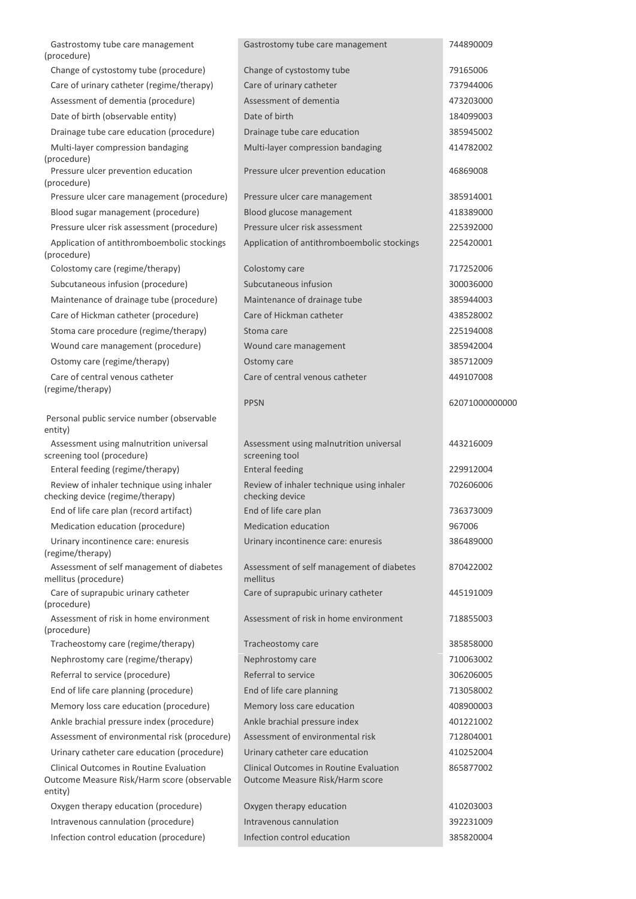| | | |
|---|---|---|
| Gastrostomy tube care management (procedure) | Gastrostomy tube care management | 744890009 |
| Change of cystostomy tube (procedure) | Change of cystostomy tube | 79165006 |
| Care of urinary catheter (regime/therapy) | Care of urinary catheter | 737944006 |
| Assessment of dementia (procedure) | Assessment of dementia | 473203000 |
| Date of birth (observable entity) | Date of birth | 184099003 |
| Drainage tube care education (procedure) | Drainage tube care education | 385945002 |
| Multi-layer compression bandaging (procedure) | Multi-layer compression bandaging | 414782002 |
| Pressure ulcer prevention education (procedure) | Pressure ulcer prevention education | 46869008 |
| Pressure ulcer care management (procedure) | Pressure ulcer care management | 385914001 |
| Blood sugar management (procedure) | Blood glucose management | 418389000 |
| Pressure ulcer risk assessment (procedure) | Pressure ulcer risk assessment | 225392000 |
| Application of antithromboembolic stockings (procedure) | Application of antithromboembolic stockings | 225420001 |
| Colostomy care (regime/therapy) | Colostomy care | 717252006 |
| Subcutaneous infusion (procedure) | Subcutaneous infusion | 300036000 |
| Maintenance of drainage tube (procedure) | Maintenance of drainage tube | 385944003 |
| Care of Hickman catheter (procedure) | Care of Hickman catheter | 438528002 |
| Stoma care procedure (regime/therapy) | Stoma care | 225194008 |
| Wound care management (procedure) | Wound care management | 385942004 |
| Ostomy care (regime/therapy) | Ostomy care | 385712009 |
| Care of central venous catheter (regime/therapy) | Care of central venous catheter | 449107008 |
| Personal public service number (observable entity) | PPSN | 62071000000000 |
| Assessment using malnutrition universal screening tool (procedure) | Assessment using malnutrition universal screening tool | 443216009 |
| Enteral feeding (regime/therapy) | Enteral feeding | 229912004 |
| Review of inhaler technique using inhaler checking device (regime/therapy) | Review of inhaler technique using inhaler checking device | 702606006 |
| End of life care plan (record artifact) | End of life care plan | 736373009 |
| Medication education (procedure) | Medication education | 967006 |
| Urinary incontinence care: enuresis (regime/therapy) | Urinary incontinence care: enuresis | 386489000 |
| Assessment of self management of diabetes mellitus (procedure) | Assessment of self management of diabetes mellitus | 870422002 |
| Care of suprapubic urinary catheter (procedure) | Care of suprapubic urinary catheter | 445191009 |
| Assessment of risk in home environment (procedure) | Assessment of risk in home environment | 718855003 |
| Tracheostomy care (regime/therapy) | Tracheostomy care | 385858000 |
| Nephrostomy care (regime/therapy) | Nephrostomy care | 710063002 |
| Referral to service (procedure) | Referral to service | 306206005 |
| End of life care planning (procedure) | End of life care planning | 713058002 |
| Memory loss care education (procedure) | Memory loss care education | 408900003 |
| Ankle brachial pressure index (procedure) | Ankle brachial pressure index | 401221002 |
| Assessment of environmental risk (procedure) | Assessment of environmental risk | 712804001 |
| Urinary catheter care education (procedure) | Urinary catheter care education | 410252004 |
| Clinical Outcomes in Routine Evaluation Outcome Measure Risk/Harm score (observable entity) | Clinical Outcomes in Routine Evaluation Outcome Measure Risk/Harm score | 865877002 |
| Oxygen therapy education (procedure) | Oxygen therapy education | 410203003 |
| Intravenous cannulation (procedure) | Intravenous cannulation | 392231009 |
| Infection control education (procedure) | Infection control education | 385820004 |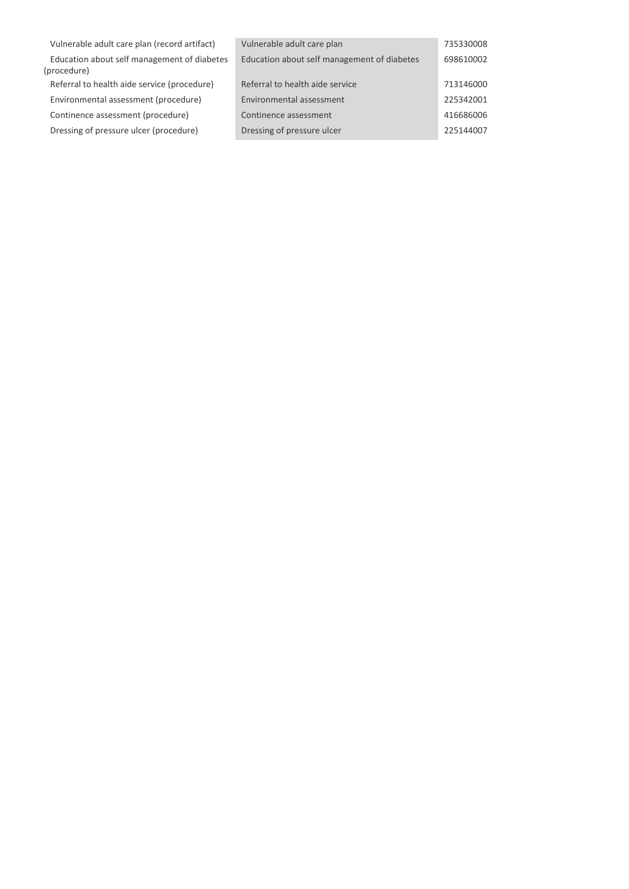| | | |
|---|---|---|
| Vulnerable adult care plan (record artifact) | Vulnerable adult care plan | 735330008 |
| Education about self management of diabetes (procedure) | Education about self management of diabetes | 698610002 |
| Referral to health aide service (procedure) | Referral to health aide service | 713146000 |
| Environmental assessment (procedure) | Environmental assessment | 225342001 |
| Continence assessment (procedure) | Continence assessment | 416686006 |
| Dressing of pressure ulcer (procedure) | Dressing of pressure ulcer | 225144007 |